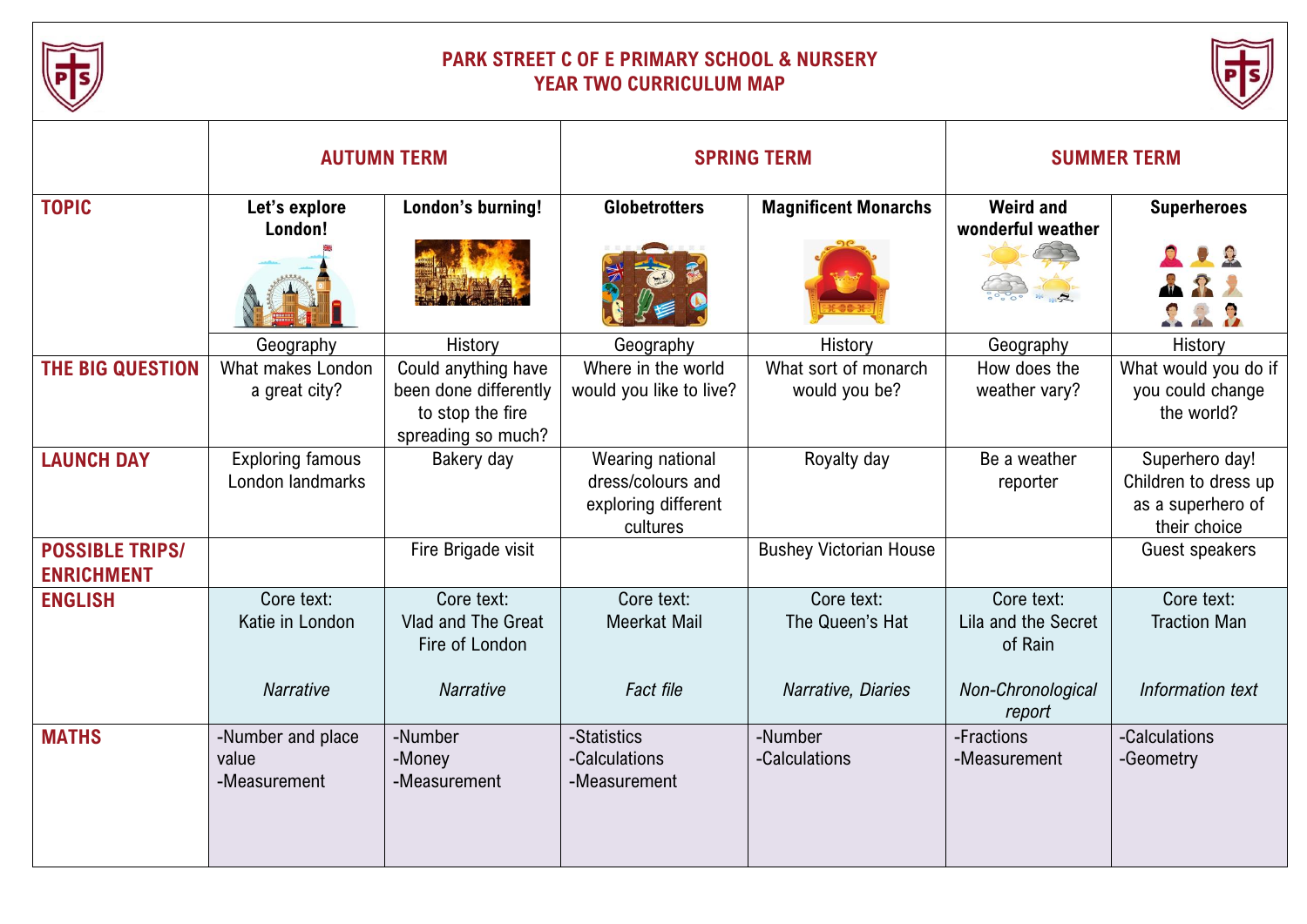# PARK STREET C OF E PRIMARY SCHOOL & NURSERY
## YEAR TWO CURRICULUM MAP

| | AUTUMN TERM | | SPRING TERM | | SUMMER TERM | |
|---|---|---|---|---|---|---|
| **TOPIC** | **Let's explore London!** | **London's burning!** | **Globetrotters** | **Magnificent Monarchs** | **Weird and wonderful weather** | **Superheroes** |
| | Geography | History | Geography | History | Geography | History |
| **THE BIG QUESTION** | What makes London a great city? | Could anything have been done differently to stop the fire spreading so much? | Where in the world would you like to live? | What sort of monarch would you be? | How does the weather vary? | What would you do if you could change the world? |
| **LAUNCH DAY** | Exploring famous London landmarks | Bakery day | Wearing national dress/colours and exploring different cultures | Royalty day | Be a weather reporter | Superhero day! Children to dress up as a superhero of their choice |
| **POSSIBLE TRIPS/ ENRICHMENT** | | Fire Brigade visit | | Bushey Victorian House | | Guest speakers |
| **ENGLISH** | Core text: Katie in London<br><br>*Narrative* | Core text: Vlad and The Great Fire of London<br><br>*Narrative* | Core text: Meerkat Mail<br><br>*Fact file* | Core text: The Queen's Hat<br><br>*Narrative, Diaries* | Core text: Lila and the Secret of Rain<br><br>*Non-Chronological report* | Core text: Traction Man<br><br>*Information text* |
| **MATHS** | -Number and place value<br>-Measurement | -Number<br>-Money<br>-Measurement | -Statistics<br>-Calculations<br>-Measurement | -Number<br>-Calculations | -Fractions<br>-Measurement | -Calculations<br>-Geometry |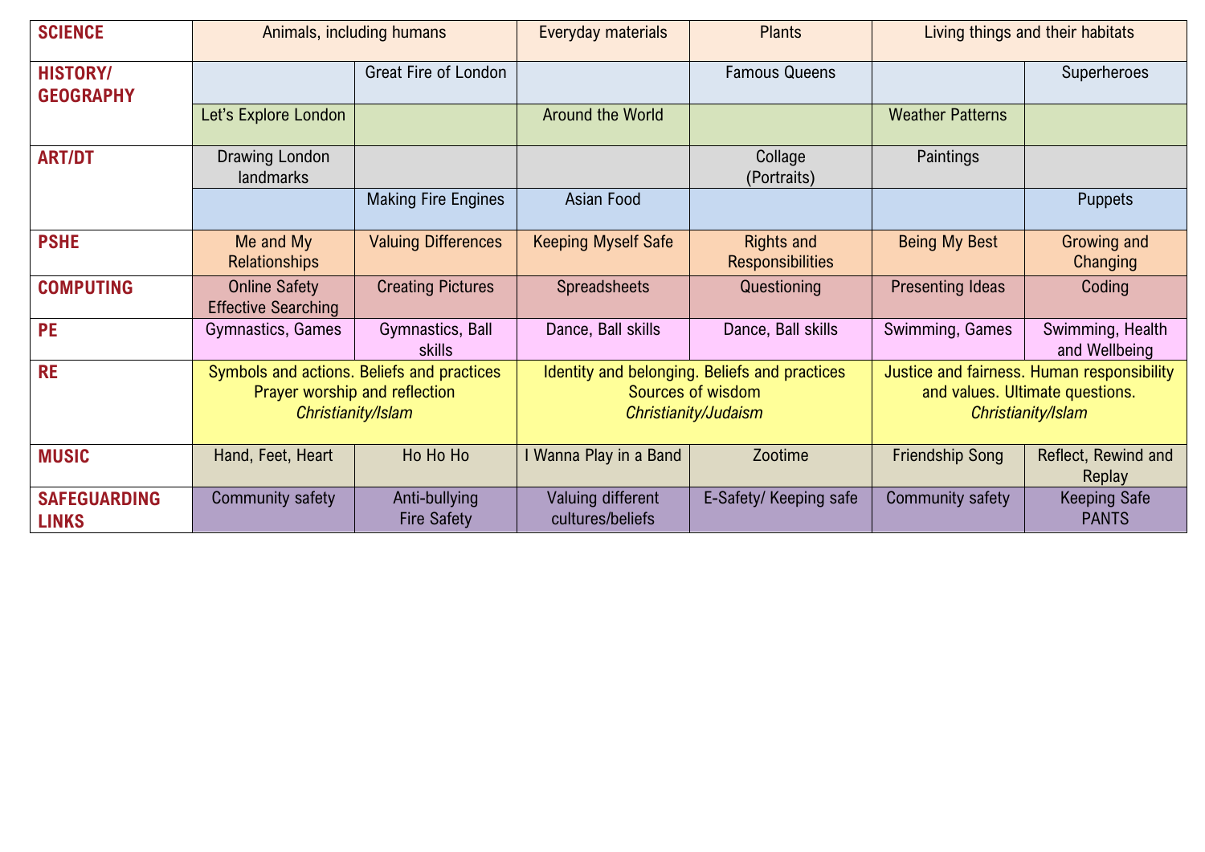| | | | | | | |
|---|---|---|---|---|---|---|
| **SCIENCE** | Animals, including humans | | Everyday materials | Plants | Living things and their habitats | |
| **HISTORY/ GEOGRAPHY** | | Great Fire of London | | Famous Queens | | Superheroes |
| | Let's Explore London | | Around the World | | Weather Patterns | |
| **ART/DT** | Drawing London landmarks | | | Collage (Portraits) | Paintings | |
| | | Making Fire Engines | Asian Food | | | Puppets |
| **PSHE** | Me and My Relationships | Valuing Differences | Keeping Myself Safe | Rights and Responsibilities | Being My Best | Growing and Changing |
| **COMPUTING** | Online Safety Effective Searching | Creating Pictures | Spreadsheets | Questioning | Presenting Ideas | Coding |
| **PE** | Gymnastics, Games | Gymnastics, Ball skills | Dance, Ball skills | Dance, Ball skills | Swimming, Games | Swimming, Health and Wellbeing |
| **RE** | Symbols and actions. Beliefs and practices Prayer worship and reflection *Christianity/Islam* | | Identity and belonging. Beliefs and practices Sources of wisdom *Christianity/Judaism* | | Justice and fairness. Human responsibility and values. Ultimate questions. *Christianity/Islam* | |
| **MUSIC** | Hand, Feet, Heart | Ho Ho Ho | I Wanna Play in a Band | Zootime | Friendship Song | Reflect, Rewind and Replay |
| **SAFEGUARDING LINKS** | Community safety | Anti-bullying Fire Safety | Valuing different cultures/beliefs | E-Safety/ Keeping safe | Community safety | Keeping Safe PANTS |